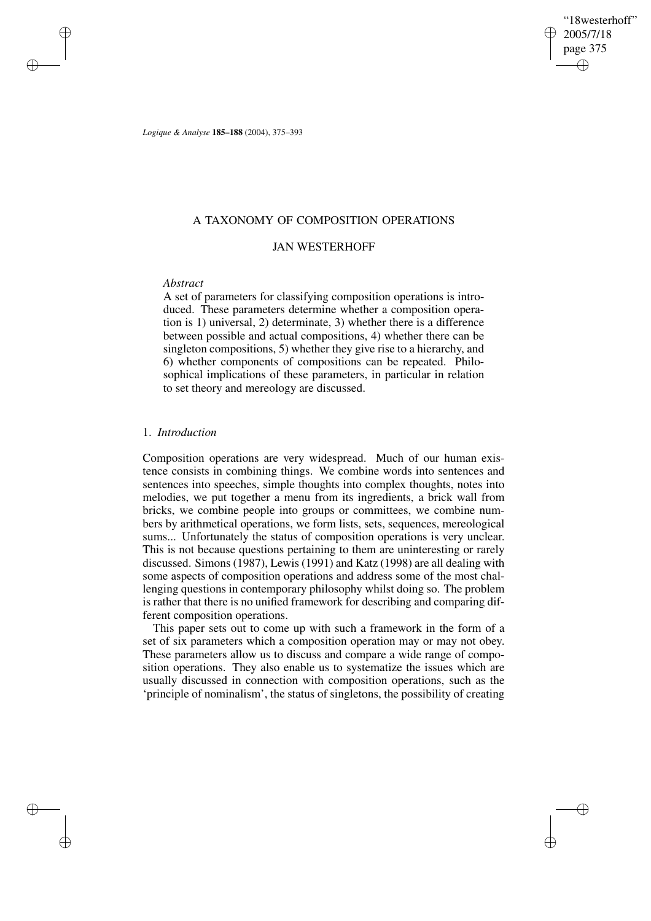# A TAXONOMY OF COMPOSITION OPERATIONS

## JAN WESTERHOFF

*Abstract*

A set of parameters for classifying composition operations is introduced. These parameters determine whether a composition operation is 1) universal, 2) determinate, 3) whether there is a difference between possible and actual compositions, 4) whether there can be singleton compositions, 5) whether they give rise to a hierarchy, and 6) whether components of compositions can be repeated. Philosophical implications of these parameters, in particular in relation to set theory and mereology are discussed.

### 1. *Introduction*

Composition operations are very widespread. Much of our human existence consists in combining things. We combine words into sentences and sentences into speeches, simple thoughts into complex thoughts, notes into melodies, we put together a menu from its ingredients, a brick wall from bricks, we combine people into groups or committees, we combine numbers by arithmetical operations, we form lists, sets, sequences, mereological sums... Unfortunately the status of composition operations is very unclear. This is not because questions pertaining to them are uninteresting or rarely discussed. Simons (1987), Lewis (1991) and Katz (1998) are all dealing with some aspects of composition operations and address some of the most challenging questions in contemporary philosophy whilst doing so. The problem is rather that there is no unified framework for describing and comparing different composition operations.

This paper sets out to come up with such a framework in the form of a set of six parameters which a composition operation may or may not obey. These parameters allow us to discuss and compare a wide range of composition operations. They also enable us to systematize the issues which are usually discussed in connection with composition operations, such as the 'principle of nominalism', the status of singletons, the possibility of creating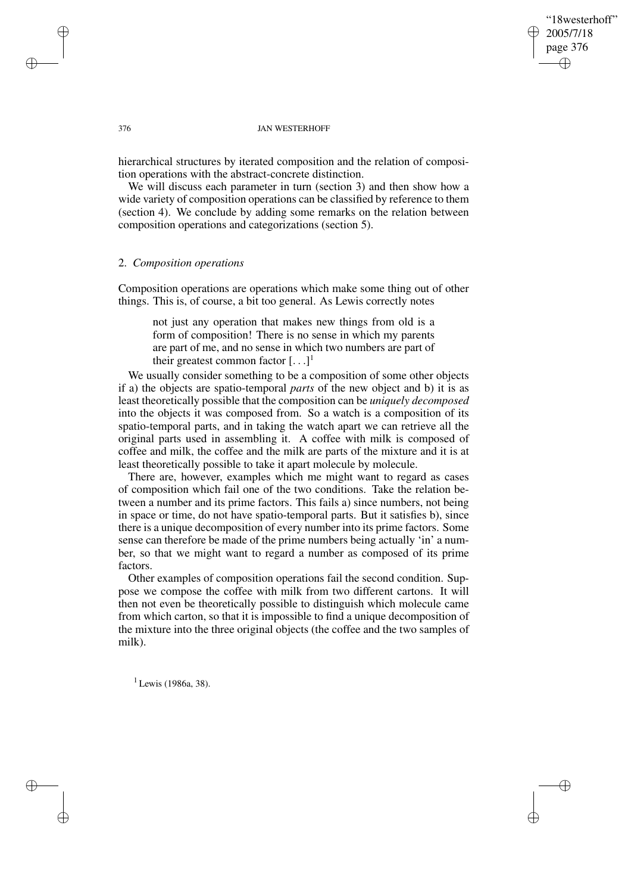hierarchical structures by iterated composition and the relation of composition operations with the abstract-concrete distinction.

We will discuss each parameter in turn (section 3) and then show how a wide variety of composition operations can be classified by reference to them (section 4). We conclude by adding some remarks on the relation between composition operations and categorizations (section 5).

## 2. *Composition operations*

Composition operations are operations which make some thing out of other things. This is, of course, a bit too general. As Lewis correctly notes

> not just any operation that makes new things from old is a form of composition! There is no sense in which my parents are part of me, and no sense in which two numbers are part of their greatest common factor [...][1]

We usually consider something to be a composition of some other objects if a) the objects are spatio-temporal *parts* of the new object and b) it is as least theoretically possible that the composition can be *uniquely decomposed* into the objects it was composed from. So a watch is a composition of its spatio-temporal parts, and in taking the watch apart we can retrieve all the original parts used in assembling it. A coffee with milk is composed of coffee and milk, the coffee and the milk are parts of the mixture and it is at least theoretically possible to take it apart molecule by molecule.

There are, however, examples which me might want to regard as cases of composition which fail one of the two conditions. Take the relation between a number and its prime factors. This fails a) since numbers, not being in space or time, do not have spatio-temporal parts. But it satisfies b), since there is a unique decomposition of every number into its prime factors. Some sense can therefore be made of the prime numbers being actually 'in' a number, so that we might want to regard a number as composed of its prime factors.

Other examples of composition operations fail the second condition. Suppose we compose the coffee with milk from two different cartons. It will then not even be theoretically possible to distinguish which molecule came from which carton, so that it is impossible to find a unique decomposition of the mixture into the three original objects (the coffee and the two samples of milk).

[1] Lewis (1986a, 38).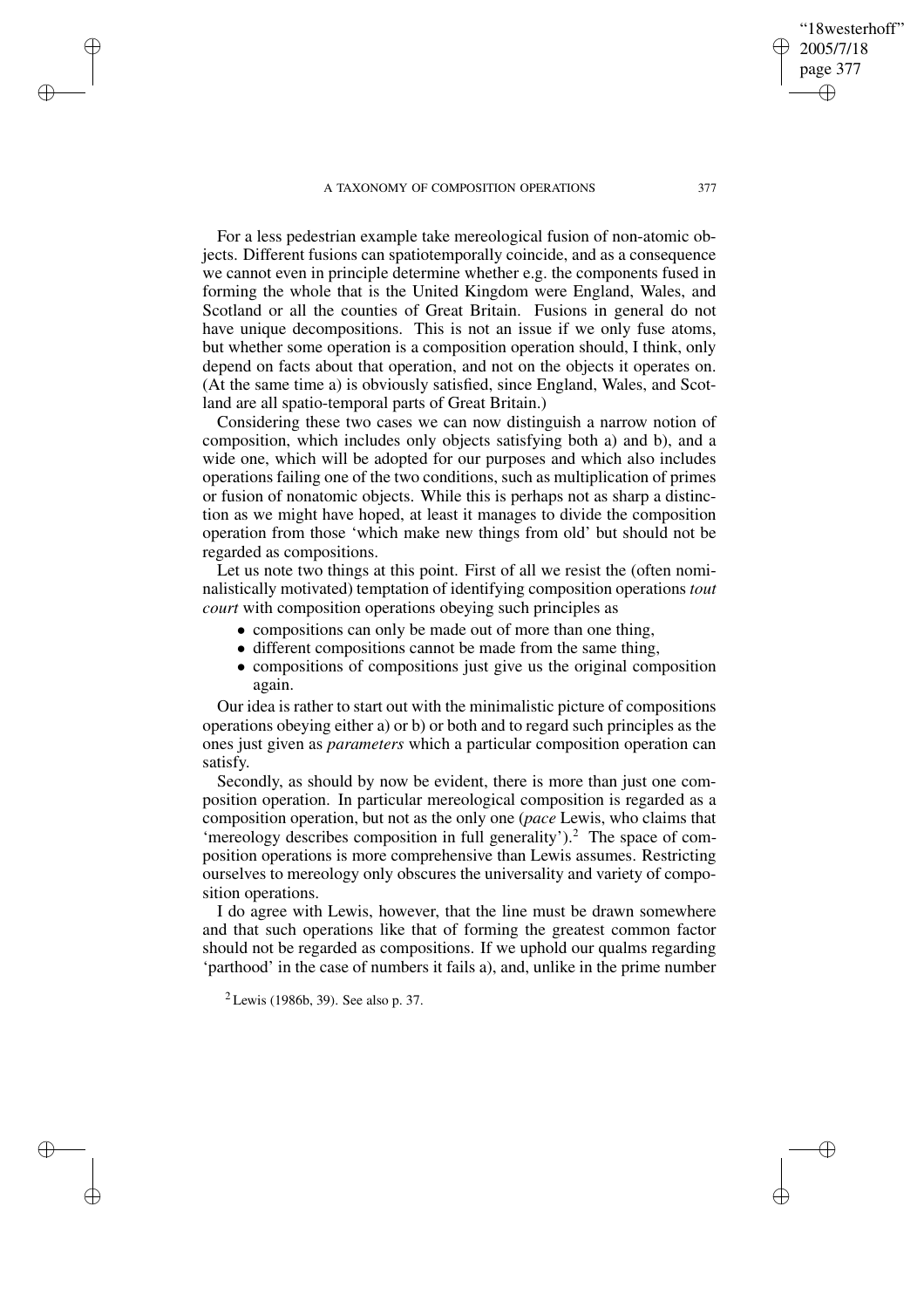For a less pedestrian example take mereological fusion of non-atomic objects. Different fusions can spatiotemporally coincide, and as a consequence we cannot even in principle determine whether e.g. the components fused in forming the whole that is the United Kingdom were England, Wales, and Scotland or all the counties of Great Britain. Fusions in general do not have unique decompositions. This is not an issue if we only fuse atoms, but whether some operation is a composition operation should, I think, only depend on facts about that operation, and not on the objects it operates on. (At the same time a) is obviously satisfied, since England, Wales, and Scotland are all spatio-temporal parts of Great Britain.)

Considering these two cases we can now distinguish a narrow notion of composition, which includes only objects satisfying both a) and b), and a wide one, which will be adopted for our purposes and which also includes operations failing one of the two conditions, such as multiplication of primes or fusion of nonatomic objects. While this is perhaps not as sharp a distinction as we might have hoped, at least it manages to divide the composition operation from those 'which make new things from old' but should not be regarded as compositions.

Let us note two things at this point. First of all we resist the (often nominalistically motivated) temptation of identifying composition operations *tout court* with composition operations obeying such principles as

- compositions can only be made out of more than one thing,
- different compositions cannot be made from the same thing,
- compositions of compositions just give us the original composition again.

Our idea is rather to start out with the minimalistic picture of compositions operations obeying either a) or b) or both and to regard such principles as the ones just given as *parameters* which a particular composition operation can satisfy.

Secondly, as should by now be evident, there is more than just one composition operation. In particular mereological composition is regarded as a composition operation, but not as the only one (*pace* Lewis, who claims that 'mereology describes composition in full generality').[2] The space of composition operations is more comprehensive than Lewis assumes. Restricting ourselves to mereology only obscures the universality and variety of composition operations.

I do agree with Lewis, however, that the line must be drawn somewhere and that such operations like that of forming the greatest common factor should not be regarded as compositions. If we uphold our qualms regarding 'parthood' in the case of numbers it fails a), and, unlike in the prime number

[2] Lewis (1986b, 39). See also p. 37.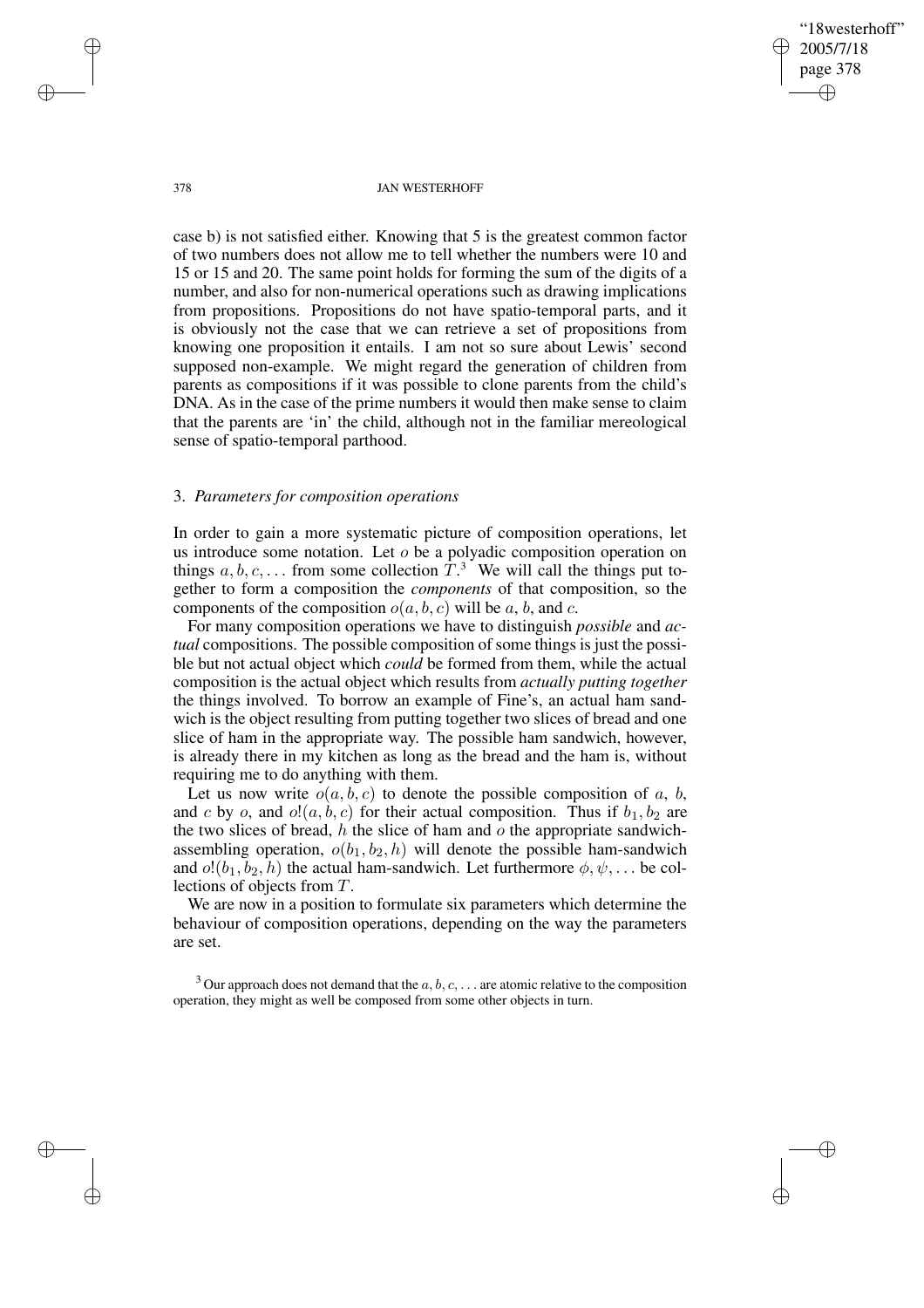case b) is not satisfied either. Knowing that 5 is the greatest common factor of two numbers does not allow me to tell whether the numbers were 10 and 15 or 15 and 20. The same point holds for forming the sum of the digits of a number, and also for non-numerical operations such as drawing implications from propositions. Propositions do not have spatio-temporal parts, and it is obviously not the case that we can retrieve a set of propositions from knowing one proposition it entails. I am not so sure about Lewis' second supposed non-example. We might regard the generation of children from parents as compositions if it was possible to clone parents from the child's DNA. As in the case of the prime numbers it would then make sense to claim that the parents are 'in' the child, although not in the familiar mereological sense of spatio-temporal parthood.

## 3. *Parameters for composition operations*

In order to gain a more systematic picture of composition operations, let us introduce some notation. Let $o$ be a polyadic composition operation on things $a, b, c, \ldots$ from some collection $T$.[3] We will call the things put together to form a composition the *components* of that composition, so the components of the composition $o(a, b, c)$ will be $a$, $b$, and $c$.

For many composition operations we have to distinguish *possible* and *actual* compositions. The possible composition of some things is just the possible but not actual object which *could* be formed from them, while the actual composition is the actual object which results from *actually putting together* the things involved. To borrow an example of Fine's, an actual ham sandwich is the object resulting from putting together two slices of bread and one slice of ham in the appropriate way. The possible ham sandwich, however, is already there in my kitchen as long as the bread and the ham is, without requiring me to do anything with them.

Let us now write $o(a, b, c)$ to denote the possible composition of $a$, $b$, and $c$ by $o$, and $o!(a, b, c)$ for their actual composition. Thus if $b_1, b_2$ are the two slices of bread, $h$ the slice of ham and $o$ the appropriate sandwich-assembling operation, $o(b_1, b_2, h)$ will denote the possible ham-sandwich and $o!(b_1, b_2, h)$ the actual ham-sandwich. Let furthermore $\phi, \psi, \ldots$ be collections of objects from $T$.

We are now in a position to formulate six parameters which determine the behaviour of composition operations, depending on the way the parameters are set.

[3] Our approach does not demand that the $a, b, c, \ldots$ are atomic relative to the composition operation, they might as well be composed from some other objects in turn.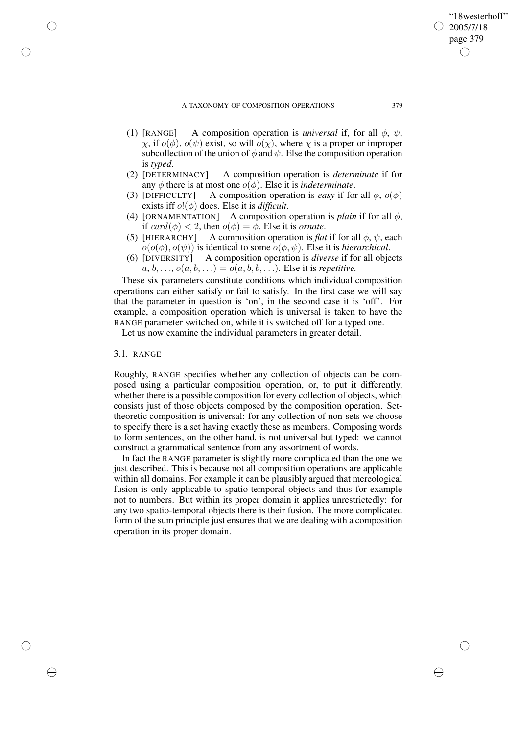(1) [RANGE] A composition operation is *universal* if, for all $\phi$, $\psi$, $\chi$, if $o(\phi)$, $o(\psi)$ exist, so will $o(\chi)$, where $\chi$ is a proper or improper subcollection of the union of $\phi$ and $\psi$. Else the composition operation is *typed*.

(2) [DETERMINACY] A composition operation is *determinate* if for any $\phi$ there is at most one $o(\phi)$. Else it is *indeterminate*.

(3) [DIFFICULTY] A composition operation is *easy* if for all $\phi$, $o(\phi)$ exists iff $o!(\phi)$ does. Else it is *difficult*.

(4) [ORNAMENTATION] A composition operation is *plain* if for all $\phi$, if $card(\phi) < 2$, then $o(\phi) = \phi$. Else it is *ornate*.

(5) [HIERARCHY] A composition operation is *flat* if for all $\phi$, $\psi$, each $o(o(\phi), o(\psi))$ is identical to some $o(\phi, \psi)$. Else it is *hierarchical*.

(6) [DIVERSITY] A composition operation is *diverse* if for all objects $a, b, \ldots, o(a, b, \ldots) = o(a, b, b, \ldots)$. Else it is *repetitive*.

These six parameters constitute conditions which individual composition operations can either satisfy or fail to satisfy. In the first case we will say that the parameter in question is 'on', in the second case it is 'off'. For example, a composition operation which is universal is taken to have the RANGE parameter switched on, while it is switched off for a typed one.

Let us now examine the individual parameters in greater detail.

### 3.1. RANGE

Roughly, RANGE specifies whether any collection of objects can be composed using a particular composition operation, or, to put it differently, whether there is a possible composition for every collection of objects, which consists just of those objects composed by the composition operation. Set-theoretic composition is universal: for any collection of non-sets we choose to specify there is a set having exactly these as members. Composing words to form sentences, on the other hand, is not universal but typed: we cannot construct a grammatical sentence from any assortment of words.

In fact the RANGE parameter is slightly more complicated than the one we just described. This is because not all composition operations are applicable within all domains. For example it can be plausibly argued that mereological fusion is only applicable to spatio-temporal objects and thus for example not to numbers. But within its proper domain it applies unrestrictedly: for any two spatio-temporal objects there is their fusion. The more complicated form of the sum principle just ensures that we are dealing with a composition operation in its proper domain.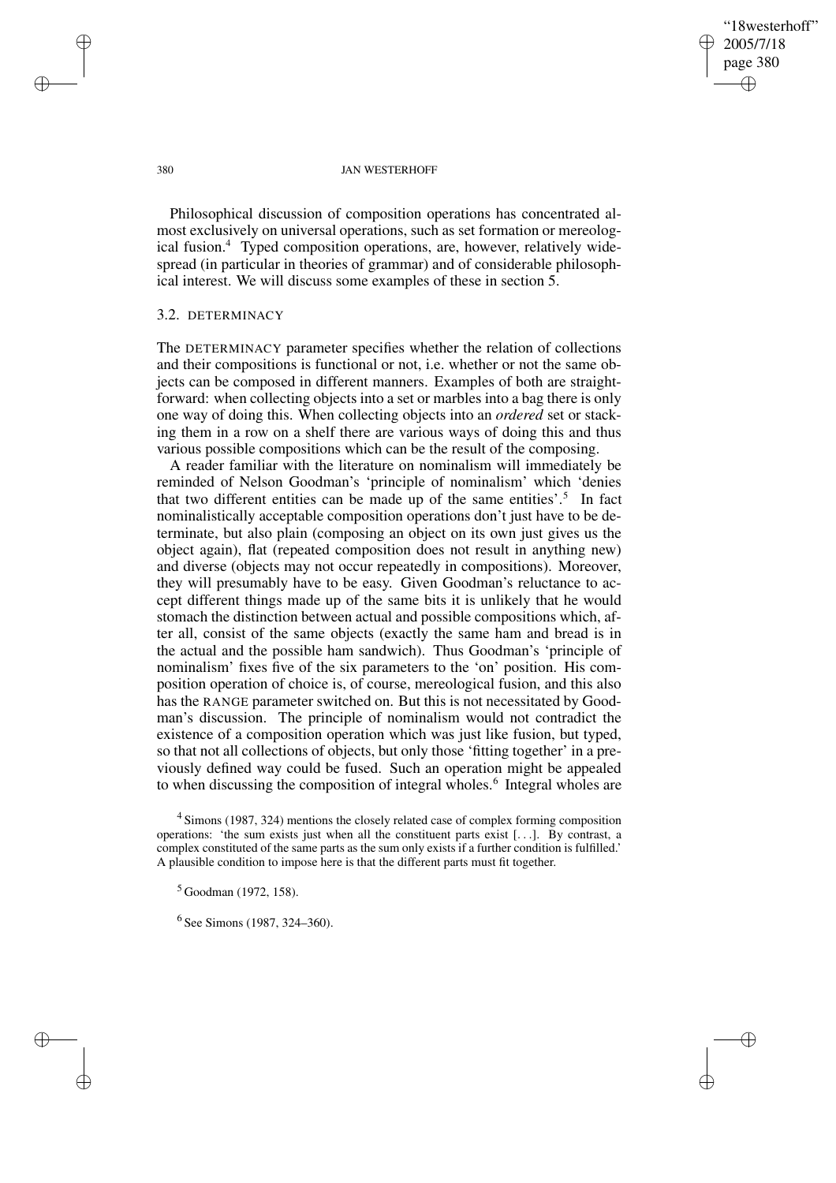Philosophical discussion of composition operations has concentrated almost exclusively on universal operations, such as set formation or mereological fusion.[4] Typed composition operations, are, however, relatively widespread (in particular in theories of grammar) and of considerable philosophical interest. We will discuss some examples of these in section 5.

### 3.2. DETERMINACY

The DETERMINACY parameter specifies whether the relation of collections and their compositions is functional or not, i.e. whether or not the same objects can be composed in different manners. Examples of both are straightforward: when collecting objects into a set or marbles into a bag there is only one way of doing this. When collecting objects into an *ordered* set or stacking them in a row on a shelf there are various ways of doing this and thus various possible compositions which can be the result of the composing.

A reader familiar with the literature on nominalism will immediately be reminded of Nelson Goodman's 'principle of nominalism' which 'denies that two different entities can be made up of the same entities'.[5] In fact nominalistically acceptable composition operations don't just have to be determinate, but also plain (composing an object on its own just gives us the object again), flat (repeated composition does not result in anything new) and diverse (objects may not occur repeatedly in compositions). Moreover, they will presumably have to be easy. Given Goodman's reluctance to accept different things made up of the same bits it is unlikely that he would stomach the distinction between actual and possible compositions which, after all, consist of the same objects (exactly the same ham and bread is in the actual and the possible ham sandwich). Thus Goodman's 'principle of nominalism' fixes five of the six parameters to the 'on' position. His composition operation of choice is, of course, mereological fusion, and this also has the RANGE parameter switched on. But this is not necessitated by Goodman's discussion. The principle of nominalism would not contradict the existence of a composition operation which was just like fusion, but typed, so that not all collections of objects, but only those 'fitting together' in a previously defined way could be fused. Such an operation might be appealed to when discussing the composition of integral wholes.[6] Integral wholes are

---

[4] Simons (1987, 324) mentions the closely related case of complex forming composition operations: 'the sum exists just when all the constituent parts exist [...]. By contrast, a complex constituted of the same parts as the sum only exists if a further condition is fulfilled.' A plausible condition to impose here is that the different parts must fit together.

[5] Goodman (1972, 158).

[6] See Simons (1987, 324–360).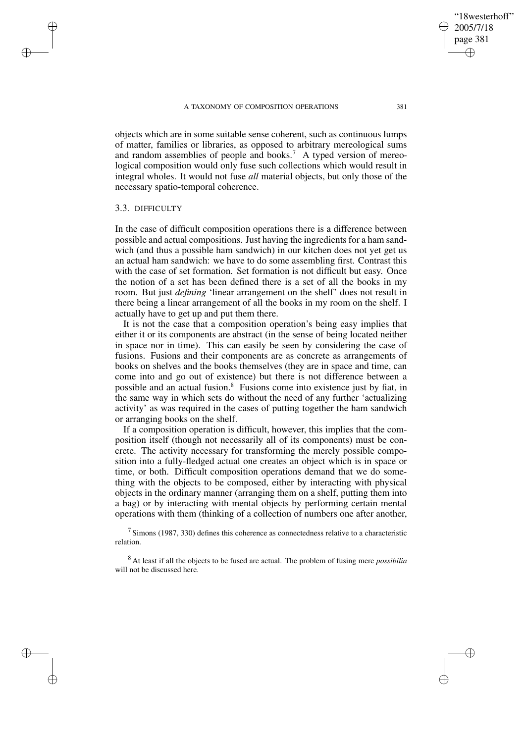objects which are in some suitable sense coherent, such as continuous lumps of matter, families or libraries, as opposed to arbitrary mereological sums and random assemblies of people and books.[7] A typed version of mereological composition would only fuse such collections which would result in integral wholes. It would not fuse *all* material objects, but only those of the necessary spatio-temporal coherence.

### 3.3. DIFFICULTY

In the case of difficult composition operations there is a difference between possible and actual compositions. Just having the ingredients for a ham sandwich (and thus a possible ham sandwich) in our kitchen does not yet get us an actual ham sandwich: we have to do some assembling first. Contrast this with the case of set formation. Set formation is not difficult but easy. Once the notion of a set has been defined there is a set of all the books in my room. But just *defining* 'linear arrangement on the shelf' does not result in there being a linear arrangement of all the books in my room on the shelf. I actually have to get up and put them there.

It is not the case that a composition operation's being easy implies that either it or its components are abstract (in the sense of being located neither in space nor in time). This can easily be seen by considering the case of fusions. Fusions and their components are as concrete as arrangements of books on shelves and the books themselves (they are in space and time, can come into and go out of existence) but there is not difference between a possible and an actual fusion.[8] Fusions come into existence just by fiat, in the same way in which sets do without the need of any further 'actualizing activity' as was required in the cases of putting together the ham sandwich or arranging books on the shelf.

If a composition operation is difficult, however, this implies that the composition itself (though not necessarily all of its components) must be concrete. The activity necessary for transforming the merely possible composition into a fully-fledged actual one creates an object which is in space or time, or both. Difficult composition operations demand that we do something with the objects to be composed, either by interacting with physical objects in the ordinary manner (arranging them on a shelf, putting them into a bag) or by interacting with mental objects by performing certain mental operations with them (thinking of a collection of numbers one after another,

[7] Simons (1987, 330) defines this coherence as connectedness relative to a characteristic relation.

[8] At least if all the objects to be fused are actual. The problem of fusing mere *possibilia* will not be discussed here.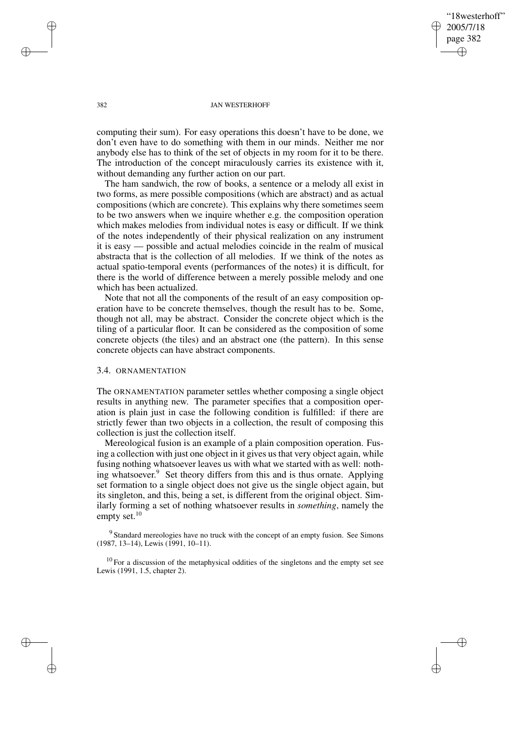computing their sum). For easy operations this doesn't have to be done, we don't even have to do something with them in our minds. Neither me nor anybody else has to think of the set of objects in my room for it to be there. The introduction of the concept miraculously carries its existence with it, without demanding any further action on our part.

The ham sandwich, the row of books, a sentence or a melody all exist in two forms, as mere possible compositions (which are abstract) and as actual compositions (which are concrete). This explains why there sometimes seem to be two answers when we inquire whether e.g. the composition operation which makes melodies from individual notes is easy or difficult. If we think of the notes independently of their physical realization on any instrument it is easy — possible and actual melodies coincide in the realm of musical abstracta that is the collection of all melodies. If we think of the notes as actual spatio-temporal events (performances of the notes) it is difficult, for there is the world of difference between a merely possible melody and one which has been actualized.

Note that not all the components of the result of an easy composition operation have to be concrete themselves, though the result has to be. Some, though not all, may be abstract. Consider the concrete object which is the tiling of a particular floor. It can be considered as the composition of some concrete objects (the tiles) and an abstract one (the pattern). In this sense concrete objects can have abstract components.

### 3.4. ORNAMENTATION

The ORNAMENTATION parameter settles whether composing a single object results in anything new. The parameter specifies that a composition operation is plain just in case the following condition is fulfilled: if there are strictly fewer than two objects in a collection, the result of composing this collection is just the collection itself.

Mereological fusion is an example of a plain composition operation. Fusing a collection with just one object in it gives us that very object again, while fusing nothing whatsoever leaves us with what we started with as well: nothing whatsoever.[9] Set theory differs from this and is thus ornate. Applying set formation to a single object does not give us the single object again, but its singleton, and this, being a set, is different from the original object. Similarly forming a set of nothing whatsoever results in *something*, namely the empty set.[10]

[9] Standard mereologies have no truck with the concept of an empty fusion. See Simons (1987, 13–14), Lewis (1991, 10–11).

[10] For a discussion of the metaphysical oddities of the singletons and the empty set see Lewis (1991, 1.5, chapter 2).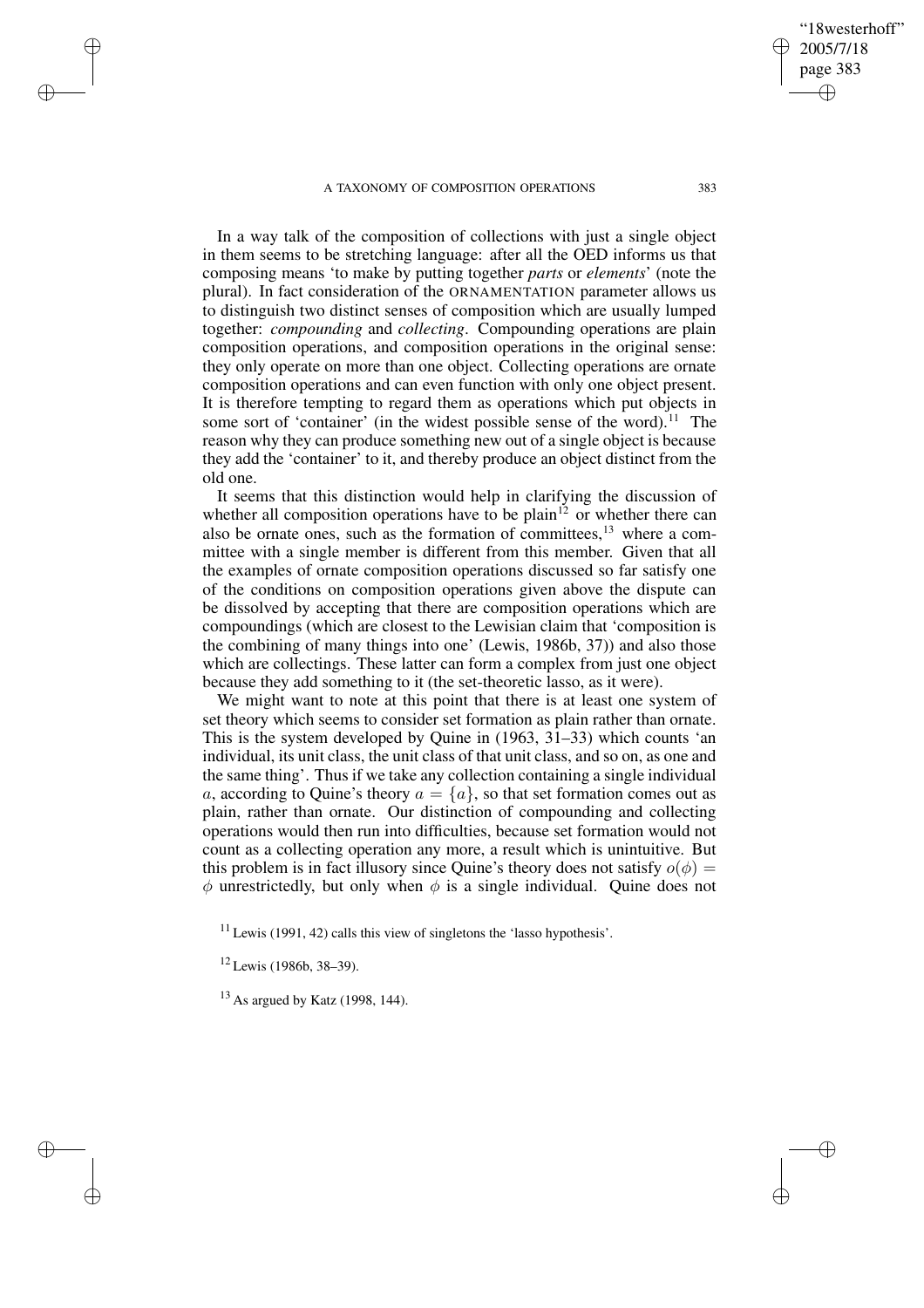In a way talk of the composition of collections with just a single object in them seems to be stretching language: after all the OED informs us that composing means 'to make by putting together *parts* or *elements*' (note the plural). In fact consideration of the ORNAMENTATION parameter allows us to distinguish two distinct senses of composition which are usually lumped together: *compounding* and *collecting*. Compounding operations are plain composition operations, and composition operations in the original sense: they only operate on more than one object. Collecting operations are ornate composition operations and can even function with only one object present. It is therefore tempting to regard them as operations which put objects in some sort of 'container' (in the widest possible sense of the word).[11] The reason why they can produce something new out of a single object is because they add the 'container' to it, and thereby produce an object distinct from the old one.

It seems that this distinction would help in clarifying the discussion of whether all composition operations have to be plain[12] or whether there can also be ornate ones, such as the formation of committees,[13] where a committee with a single member is different from this member. Given that all the examples of ornate composition operations discussed so far satisfy one of the conditions on composition operations given above the dispute can be dissolved by accepting that there are composition operations which are compoundings (which are closest to the Lewisian claim that 'composition is the combining of many things into one' (Lewis, 1986b, 37)) and also those which are collectings. These latter can form a complex from just one object because they add something to it (the set-theoretic lasso, as it were).

We might want to note at this point that there is at least one system of set theory which seems to consider set formation as plain rather than ornate. This is the system developed by Quine in (1963, 31–33) which counts 'an individual, its unit class, the unit class of that unit class, and so on, as one and the same thing'. Thus if we take any collection containing a single individual $a$, according to Quine's theory $a = \{a\}$, so that set formation comes out as plain, rather than ornate. Our distinction of compounding and collecting operations would then run into difficulties, because set formation would not count as a collecting operation any more, a result which is unintuitive. But this problem is in fact illusory since Quine's theory does not satisfy $o(\phi) = \phi$ unrestrictedly, but only when $\phi$ is a single individual. Quine does not

[11] Lewis (1991, 42) calls this view of singletons the 'lasso hypothesis'.

[12] Lewis (1986b, 38–39).

[13] As argued by Katz (1998, 144).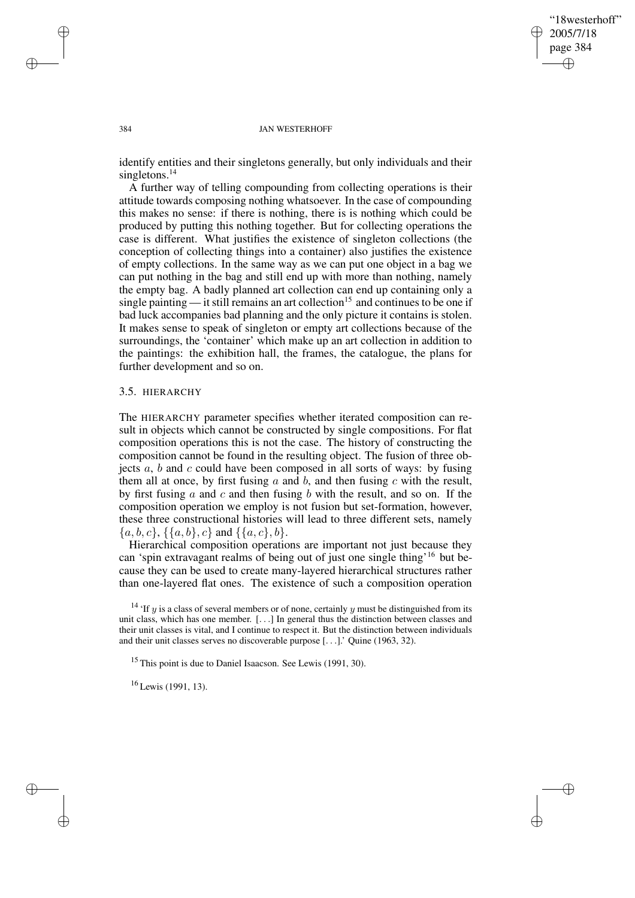identify entities and their singletons generally, but only individuals and their singletons.[14]

A further way of telling compounding from collecting operations is their attitude towards composing nothing whatsoever. In the case of compounding this makes no sense: if there is nothing, there is is nothing which could be produced by putting this nothing together. But for collecting operations the case is different. What justifies the existence of singleton collections (the conception of collecting things into a container) also justifies the existence of empty collections. In the same way as we can put one object in a bag we can put nothing in the bag and still end up with more than nothing, namely the empty bag. A badly planned art collection can end up containing only a single painting — it still remains an art collection[15] and continues to be one if bad luck accompanies bad planning and the only picture it contains is stolen. It makes sense to speak of singleton or empty art collections because of the surroundings, the 'container' which make up an art collection in addition to the paintings: the exhibition hall, the frames, the catalogue, the plans for further development and so on.

### 3.5. HIERARCHY

The HIERARCHY parameter specifies whether iterated composition can result in objects which cannot be constructed by single compositions. For flat composition operations this is not the case. The history of constructing the composition cannot be found in the resulting object. The fusion of three objects $a$, $b$ and $c$ could have been composed in all sorts of ways: by fusing them all at once, by first fusing $a$ and $b$, and then fusing $c$ with the result, by first fusing $a$ and $c$ and then fusing $b$ with the result, and so on. If the composition operation we employ is not fusion but set-formation, however, these three constructional histories will lead to three different sets, namely $\{a, b, c\}$, $\{\{a, b\}, c\}$ and $\{\{a, c\}, b\}$.

Hierarchical composition operations are important not just because they can 'spin extravagant realms of being out of just one single thing'[16] but because they can be used to create many-layered hierarchical structures rather than one-layered flat ones. The existence of such a composition operation

[14] 'If $y$ is a class of several members or of none, certainly $y$ must be distinguished from its unit class, which has one member. [...] In general thus the distinction between classes and their unit classes is vital, and I continue to respect it. But the distinction between individuals and their unit classes serves no discoverable purpose [...].' Quine (1963, 32).

[15] This point is due to Daniel Isaacson. See Lewis (1991, 30).

[16] Lewis (1991, 13).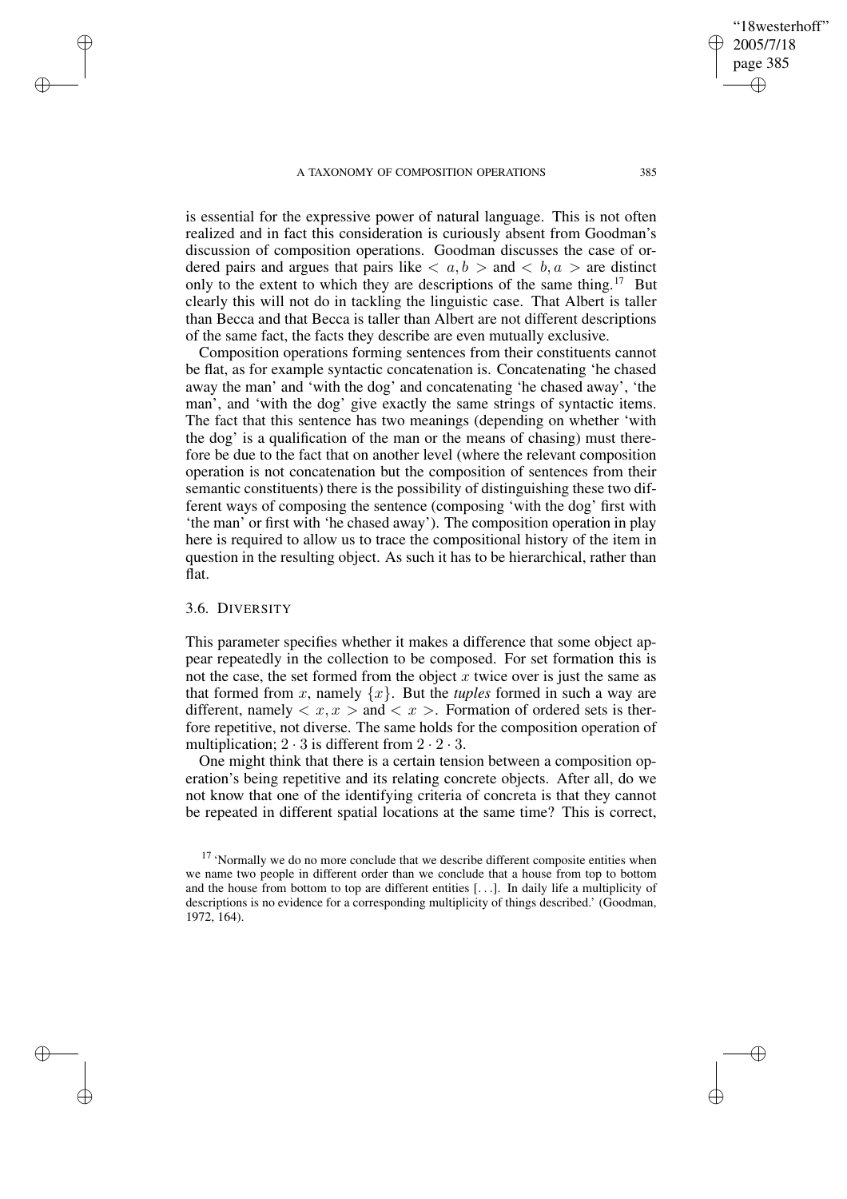is essential for the expressive power of natural language. This is not often realized and in fact this consideration is curiously absent from Goodman's discussion of composition operations. Goodman discusses the case of ordered pairs and argues that pairs like $< a, b >$ and $< b, a >$ are distinct only to the extent to which they are descriptions of the same thing.[17] But clearly this will not do in tackling the linguistic case. That Albert is taller than Becca and that Becca is taller than Albert are not different descriptions of the same fact, the facts they describe are even mutually exclusive.

Composition operations forming sentences from their constituents cannot be flat, as for example syntactic concatenation is. Concatenating 'he chased away the man' and 'with the dog' and concatenating 'he chased away', 'the man', and 'with the dog' give exactly the same strings of syntactic items. The fact that this sentence has two meanings (depending on whether 'with the dog' is a qualification of the man or the means of chasing) must therefore be due to the fact that on another level (where the relevant composition operation is not concatenation but the composition of sentences from their semantic constituents) there is the possibility of distinguishing these two different ways of composing the sentence (composing 'with the dog' first with 'the man' or first with 'he chased away'). The composition operation in play here is required to allow us to trace the compositional history of the item in question in the resulting object. As such it has to be hierarchical, rather than flat.

### 3.6. DIVERSITY

This parameter specifies whether it makes a difference that some object appear repeatedly in the collection to be composed. For set formation this is not the case, the set formed from the object $x$ twice over is just the same as that formed from $x$, namely $\{x\}$. But the *tuples* formed in such a way are different, namely $< x, x >$ and $< x >$. Formation of ordered sets is therfore repetitive, not diverse. The same holds for the composition operation of multiplication; $2 \cdot 3$ is different from $2 \cdot 2 \cdot 3$.

One might think that there is a certain tension between a composition operation's being repetitive and its relating concrete objects. After all, do we not know that one of the identifying criteria of concreta is that they cannot be repeated in different spatial locations at the same time? This is correct,

[17] 'Normally we do no more conclude that we describe different composite entities when we name two people in different order than we conclude that a house from top to bottom and the house from bottom to top are different entities [. . .]. In daily life a multiplicity of descriptions is no evidence for a corresponding multiplicity of things described.' (Goodman, 1972, 164).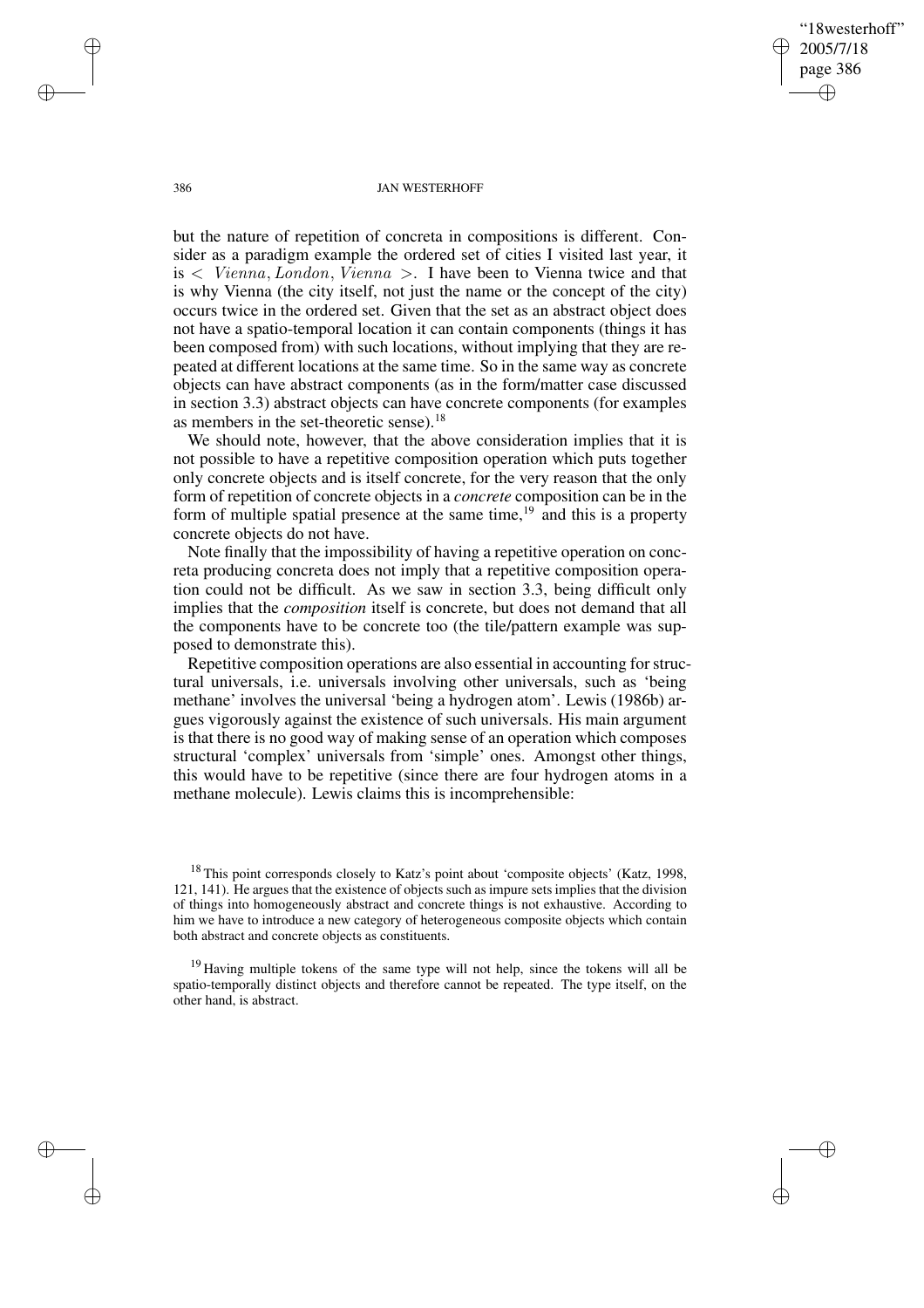but the nature of repetition of concreta in compositions is different. Consider as a paradigm example the ordered set of cities I visited last year, it is $< Vienna, London, Vienna >$. I have been to Vienna twice and that is why Vienna (the city itself, not just the name or the concept of the city) occurs twice in the ordered set. Given that the set as an abstract object does not have a spatio-temporal location it can contain components (things it has been composed from) with such locations, without implying that they are repeated at different locations at the same time. So in the same way as concrete objects can have abstract components (as in the form/matter case discussed in section 3.3) abstract objects can have concrete components (for examples as members in the set-theoretic sense).[18]

We should note, however, that the above consideration implies that it is not possible to have a repetitive composition operation which puts together only concrete objects and is itself concrete, for the very reason that the only form of repetition of concrete objects in a *concrete* composition can be in the form of multiple spatial presence at the same time,[19] and this is a property concrete objects do not have.

Note finally that the impossibility of having a repetitive operation on concreta producing concreta does not imply that a repetitive composition operation could not be difficult. As we saw in section 3.3, being difficult only implies that the *composition* itself is concrete, but does not demand that all the components have to be concrete too (the tile/pattern example was supposed to demonstrate this).

Repetitive composition operations are also essential in accounting for structural universals, i.e. universals involving other universals, such as 'being methane' involves the universal 'being a hydrogen atom'. Lewis (1986b) argues vigorously against the existence of such universals. His main argument is that there is no good way of making sense of an operation which composes structural 'complex' universals from 'simple' ones. Amongst other things, this would have to be repetitive (since there are four hydrogen atoms in a methane molecule). Lewis claims this is incomprehensible:

[18] This point corresponds closely to Katz's point about 'composite objects' (Katz, 1998, 121, 141). He argues that the existence of objects such as impure sets implies that the division of things into homogeneously abstract and concrete things is not exhaustive. According to him we have to introduce a new category of heterogeneous composite objects which contain both abstract and concrete objects as constituents.

[19] Having multiple tokens of the same type will not help, since the tokens will all be spatio-temporally distinct objects and therefore cannot be repeated. The type itself, on the other hand, is abstract.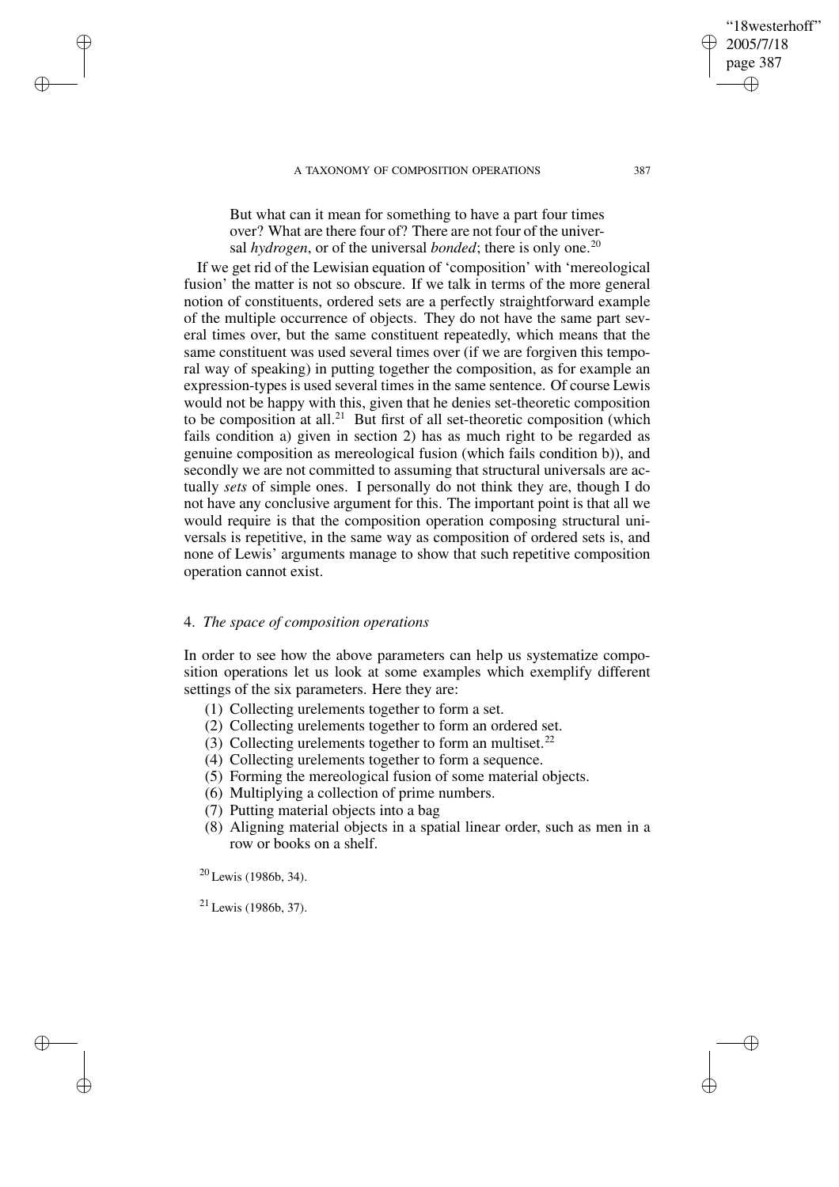But what can it mean for something to have a part four times over? What are there four of? There are not four of the universal *hydrogen*, or of the universal *bonded*; there is only one.[20]

If we get rid of the Lewisian equation of 'composition' with 'mereological fusion' the matter is not so obscure. If we talk in terms of the more general notion of constituents, ordered sets are a perfectly straightforward example of the multiple occurrence of objects. They do not have the same part several times over, but the same constituent repeatedly, which means that the same constituent was used several times over (if we are forgiven this temporal way of speaking) in putting together the composition, as for example an expression-types is used several times in the same sentence. Of course Lewis would not be happy with this, given that he denies set-theoretic composition to be composition at all.[21] But first of all set-theoretic composition (which fails condition a) given in section 2) has as much right to be regarded as genuine composition as mereological fusion (which fails condition b)), and secondly we are not committed to assuming that structural universals are actually *sets* of simple ones. I personally do not think they are, though I do not have any conclusive argument for this. The important point is that all we would require is that the composition operation composing structural universals is repetitive, in the same way as composition of ordered sets is, and none of Lewis' arguments manage to show that such repetitive composition operation cannot exist.

## 4. *The space of composition operations*

In order to see how the above parameters can help us systematize composition operations let us look at some examples which exemplify different settings of the six parameters. Here they are:

(1) Collecting urelements together to form a set.
(2) Collecting urelements together to form an ordered set.
(3) Collecting urelements together to form an multiset.[22]
(4) Collecting urelements together to form a sequence.
(5) Forming the mereological fusion of some material objects.
(6) Multiplying a collection of prime numbers.
(7) Putting material objects into a bag
(8) Aligning material objects in a spatial linear order, such as men in a row or books on a shelf.

[20] Lewis (1986b, 34).

[21] Lewis (1986b, 37).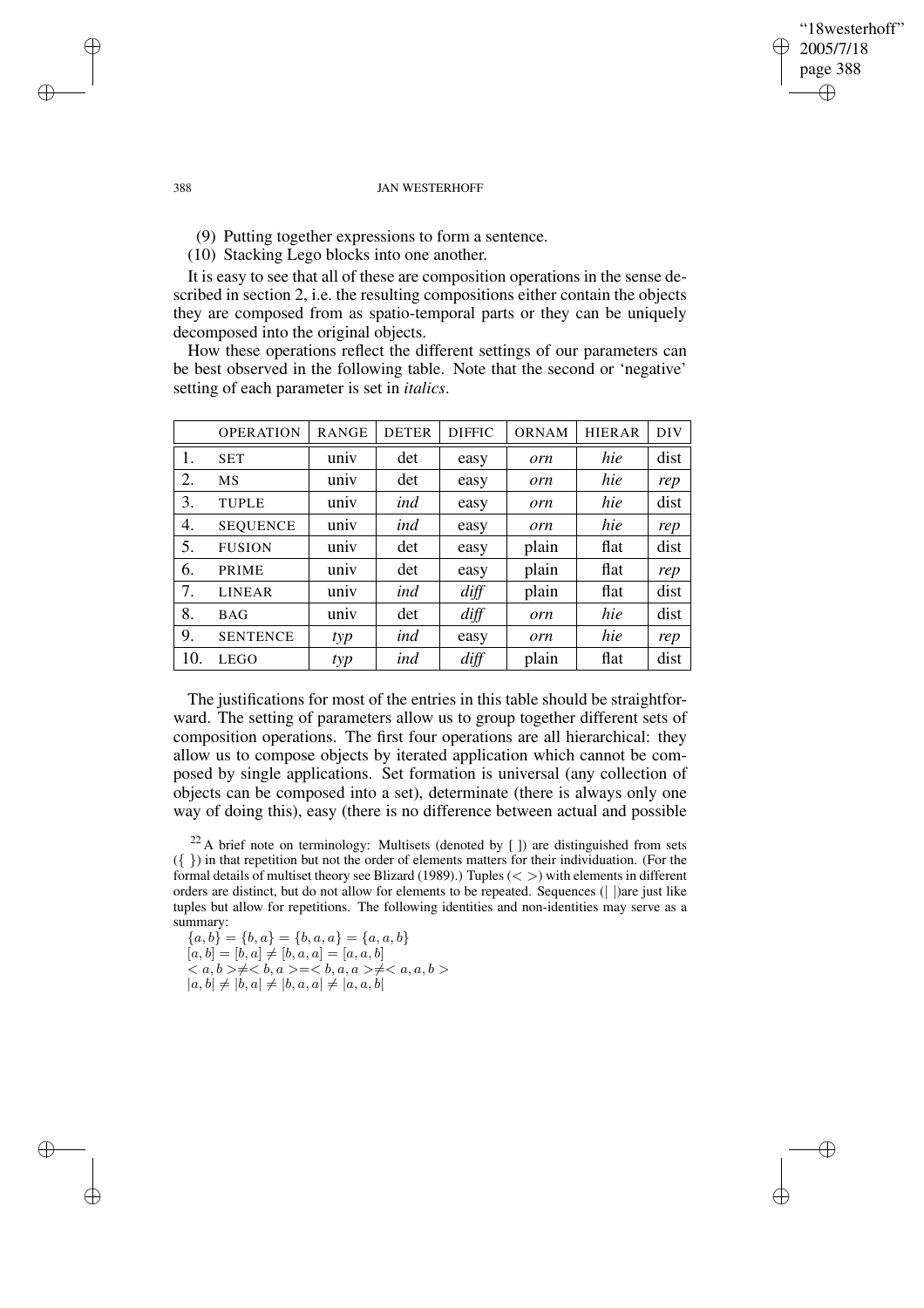(9) Putting together expressions to form a sentence.
(10) Stacking Lego blocks into one another.

It is easy to see that all of these are composition operations in the sense described in section 2, i.e. the resulting compositions either contain the objects they are composed from as spatio-temporal parts or they can be uniquely decomposed into the original objects.

How these operations reflect the different settings of our parameters can be best observed in the following table. Note that the second or 'negative' setting of each parameter is set in *italics*.

| | OPERATION | RANGE | DETER | DIFFIC | ORNAM | HIERAR | DIV |
|---|---|---|---|---|---|---|---|
| 1. | SET | univ | det | easy | *orn* | *hie* | dist |
| 2. | MS | univ | det | easy | *orn* | *hie* | *rep* |
| 3. | TUPLE | univ | *ind* | easy | *orn* | *hie* | dist |
| 4. | SEQUENCE | univ | *ind* | easy | *orn* | *hie* | *rep* |
| 5. | FUSION | univ | det | easy | plain | flat | dist |
| 6. | PRIME | univ | det | easy | plain | flat | *rep* |
| 7. | LINEAR | univ | *ind* | *diff* | plain | flat | dist |
| 8. | BAG | univ | det | *diff* | *orn* | *hie* | dist |
| 9. | SENTENCE | *typ* | *ind* | easy | *orn* | *hie* | *rep* |
| 10. | LEGO | *typ* | *ind* | *diff* | plain | flat | dist |

The justifications for most of the entries in this table should be straightforward. The setting of parameters allow us to group together different sets of composition operations. The first four operations are all hierarchical: they allow us to compose objects by iterated application which cannot be composed by single applications. Set formation is universal (any collection of objects can be composed into a set), determinate (there is always only one way of doing this), easy (there is no difference between actual and possible

[22] A brief note on terminology: Multisets (denoted by [ ]) are distinguished from sets ({ }) in that repetition but not the order of elements matters for their individuation. (For the formal details of multiset theory see Blizard (1989).) Tuples (< >) with elements in different orders are distinct, but do not allow for elements to be repeated. Sequences (| |)are just like tuples but allow for repetitions. The following identities and non-identities may serve as a summary:

$\{a, b\} = \{b, a\} = \{b, a, a\} = \{a, a, b\}$
$[a, b] = [b, a] \neq [b, a, a] = [a, a, b]$
$< a, b > \neq < b, a > = < b, a, a > \neq < a, a, b >$
$|a, b| \neq |b, a| \neq |b, a, a| \neq |a, a, b|$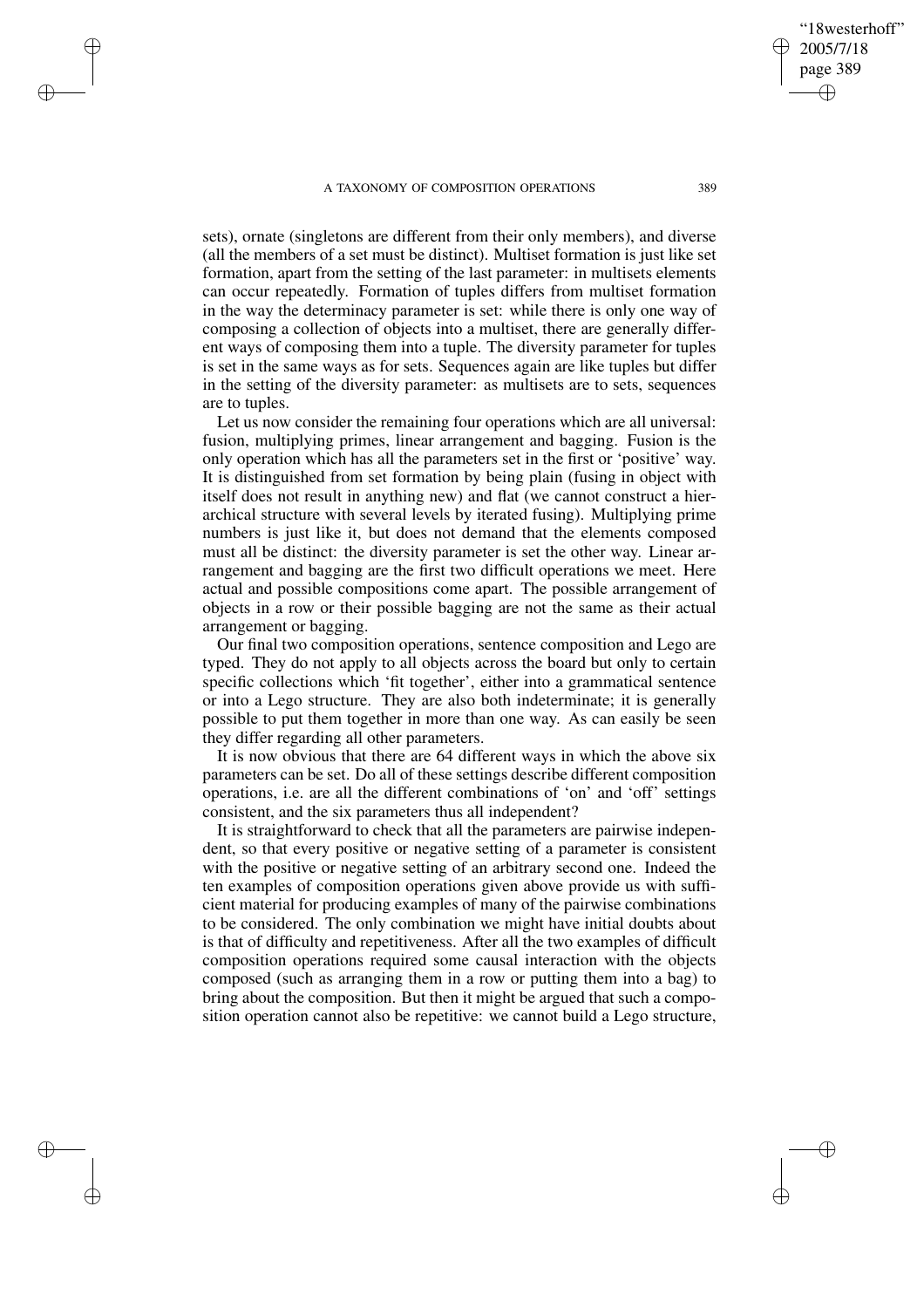sets), ornate (singletons are different from their only members), and diverse (all the members of a set must be distinct). Multiset formation is just like set formation, apart from the setting of the last parameter: in multisets elements can occur repeatedly. Formation of tuples differs from multiset formation in the way the determinacy parameter is set: while there is only one way of composing a collection of objects into a multiset, there are generally different ways of composing them into a tuple. The diversity parameter for tuples is set in the same ways as for sets. Sequences again are like tuples but differ in the setting of the diversity parameter: as multisets are to sets, sequences are to tuples.

Let us now consider the remaining four operations which are all universal: fusion, multiplying primes, linear arrangement and bagging. Fusion is the only operation which has all the parameters set in the first or 'positive' way. It is distinguished from set formation by being plain (fusing in object with itself does not result in anything new) and flat (we cannot construct a hierarchical structure with several levels by iterated fusing). Multiplying prime numbers is just like it, but does not demand that the elements composed must all be distinct: the diversity parameter is set the other way. Linear arrangement and bagging are the first two difficult operations we meet. Here actual and possible compositions come apart. The possible arrangement of objects in a row or their possible bagging are not the same as their actual arrangement or bagging.

Our final two composition operations, sentence composition and Lego are typed. They do not apply to all objects across the board but only to certain specific collections which 'fit together', either into a grammatical sentence or into a Lego structure. They are also both indeterminate; it is generally possible to put them together in more than one way. As can easily be seen they differ regarding all other parameters.

It is now obvious that there are 64 different ways in which the above six parameters can be set. Do all of these settings describe different composition operations, i.e. are all the different combinations of 'on' and 'off' settings consistent, and the six parameters thus all independent?

It is straightforward to check that all the parameters are pairwise independent, so that every positive or negative setting of a parameter is consistent with the positive or negative setting of an arbitrary second one. Indeed the ten examples of composition operations given above provide us with sufficient material for producing examples of many of the pairwise combinations to be considered. The only combination we might have initial doubts about is that of difficulty and repetitiveness. After all the two examples of difficult composition operations required some causal interaction with the objects composed (such as arranging them in a row or putting them into a bag) to bring about the composition. But then it might be argued that such a composition operation cannot also be repetitive: we cannot build a Lego structure,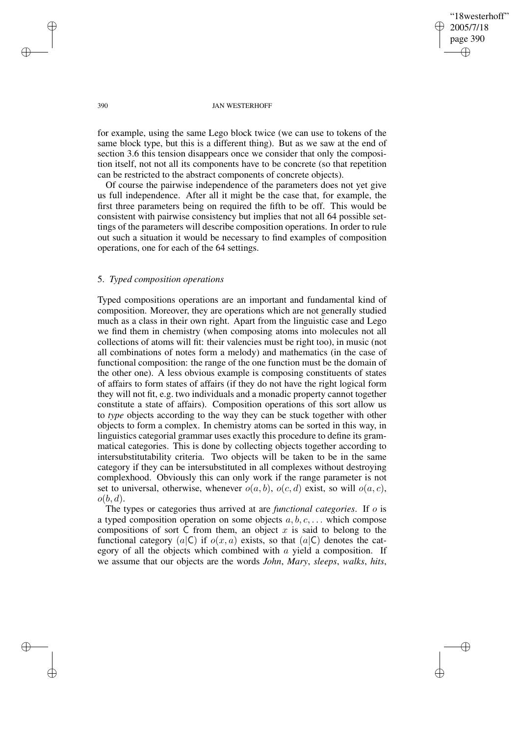for example, using the same Lego block twice (we can use to tokens of the same block type, but this is a different thing). But as we saw at the end of section 3.6 this tension disappears once we consider that only the composition itself, not all its components have to be concrete (so that repetition can be restricted to the abstract components of concrete objects).

Of course the pairwise independence of the parameters does not yet give us full independence. After all it might be the case that, for example, the first three parameters being on required the fifth to be off. This would be consistent with pairwise consistency but implies that not all 64 possible settings of the parameters will describe composition operations. In order to rule out such a situation it would be necessary to find examples of composition operations, one for each of the 64 settings.

## 5. *Typed composition operations*

Typed compositions operations are an important and fundamental kind of composition. Moreover, they are operations which are not generally studied much as a class in their own right. Apart from the linguistic case and Lego we find them in chemistry (when composing atoms into molecules not all collections of atoms will fit: their valencies must be right too), in music (not all combinations of notes form a melody) and mathematics (in the case of functional composition: the range of the one function must be the domain of the other one). A less obvious example is composing constituents of states of affairs to form states of affairs (if they do not have the right logical form they will not fit, e.g. two individuals and a monadic property cannot together constitute a state of affairs). Composition operations of this sort allow us to *type* objects according to the way they can be stuck together with other objects to form a complex. In chemistry atoms can be sorted in this way, in linguistics categorial grammar uses exactly this procedure to define its grammatical categories. This is done by collecting objects together according to intersubstitutability criteria. Two objects will be taken to be in the same category if they can be intersubstituted in all complexes without destroying complexhood. Obviously this can only work if the range parameter is not set to universal, otherwise, whenever $o(a, b)$, $o(c, d)$ exist, so will $o(a, c)$, $o(b, d)$.

The types or categories thus arrived at are *functional categories*. If $o$ is a typed composition operation on some objects $a, b, c, \ldots$ which compose compositions of sort $\mathsf{C}$ from them, an object $x$ is said to belong to the functional category $(a|\mathsf{C})$ if $o(x, a)$ exists, so that $(a|\mathsf{C})$ denotes the category of all the objects which combined with $a$ yield a composition. If we assume that our objects are the words *John*, *Mary*, *sleeps*, *walks*, *hits*,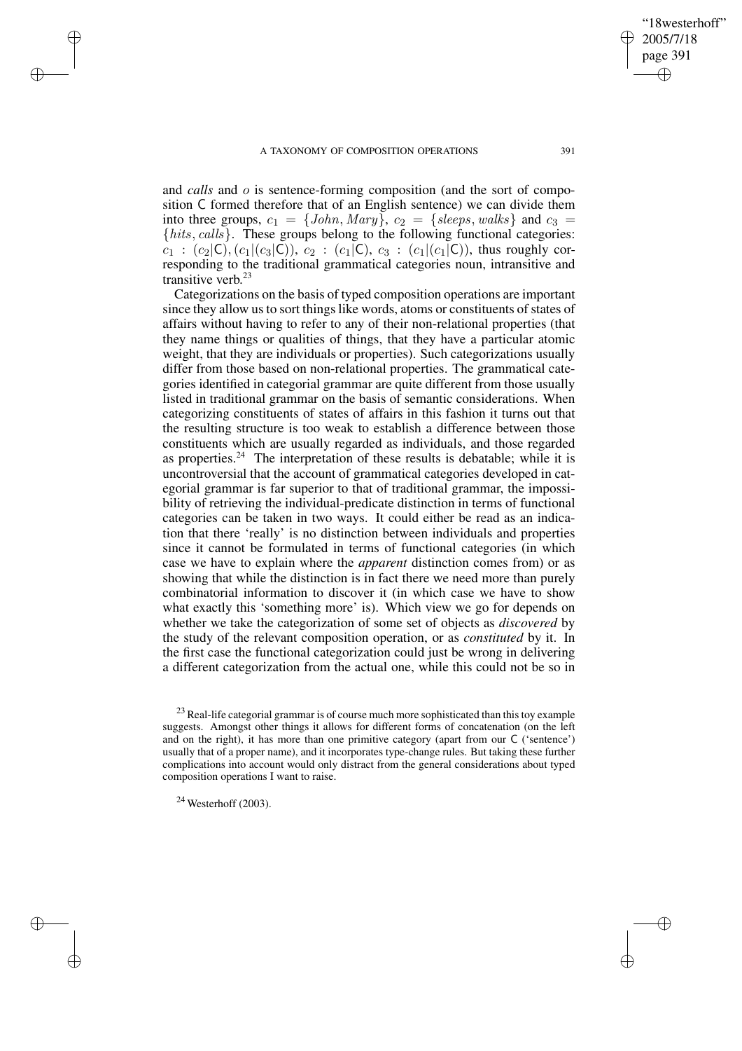and *calls* and $o$ is sentence-forming composition (and the sort of composition $\mathsf{C}$ formed therefore that of an English sentence) we can divide them into three groups, $c_1 = \{John, Mary\}$, $c_2 = \{sleeps, walks\}$ and $c_3 = \{hits, calls\}$. These groups belong to the following functional categories: $c_1 : (c_2|\mathsf{C}), (c_1|(c_3|\mathsf{C}))$, $c_2 : (c_1|\mathsf{C})$, $c_3 : (c_1|(c_1|\mathsf{C}))$, thus roughly corresponding to the traditional grammatical categories noun, intransitive and transitive verb.[23]

Categorizations on the basis of typed composition operations are important since they allow us to sort things like words, atoms or constituents of states of affairs without having to refer to any of their non-relational properties (that they name things or qualities of things, that they have a particular atomic weight, that they are individuals or properties). Such categorizations usually differ from those based on non-relational properties. The grammatical categories identified in categorial grammar are quite different from those usually listed in traditional grammar on the basis of semantic considerations. When categorizing constituents of states of affairs in this fashion it turns out that the resulting structure is too weak to establish a difference between those constituents which are usually regarded as individuals, and those regarded as properties.[24] The interpretation of these results is debatable; while it is uncontroversial that the account of grammatical categories developed in categorial grammar is far superior to that of traditional grammar, the impossibility of retrieving the individual-predicate distinction in terms of functional categories can be taken in two ways. It could either be read as an indication that there 'really' is no distinction between individuals and properties since it cannot be formulated in terms of functional categories (in which case we have to explain where the *apparent* distinction comes from) or as showing that while the distinction is in fact there we need more than purely combinatorial information to discover it (in which case we have to show what exactly this 'something more' is). Which view we go for depends on whether we take the categorization of some set of objects as *discovered* by the study of the relevant composition operation, or as *constituted* by it. In the first case the functional categorization could just be wrong in delivering a different categorization from the actual one, while this could not be so in

[23] Real-life categorial grammar is of course much more sophisticated than this toy example suggests. Amongst other things it allows for different forms of concatenation (on the left and on the right), it has more than one primitive category (apart from our $\mathsf{C}$ ('sentence') usually that of a proper name), and it incorporates type-change rules. But taking these further complications into account would only distract from the general considerations about typed composition operations I want to raise.

[24] Westerhoff (2003).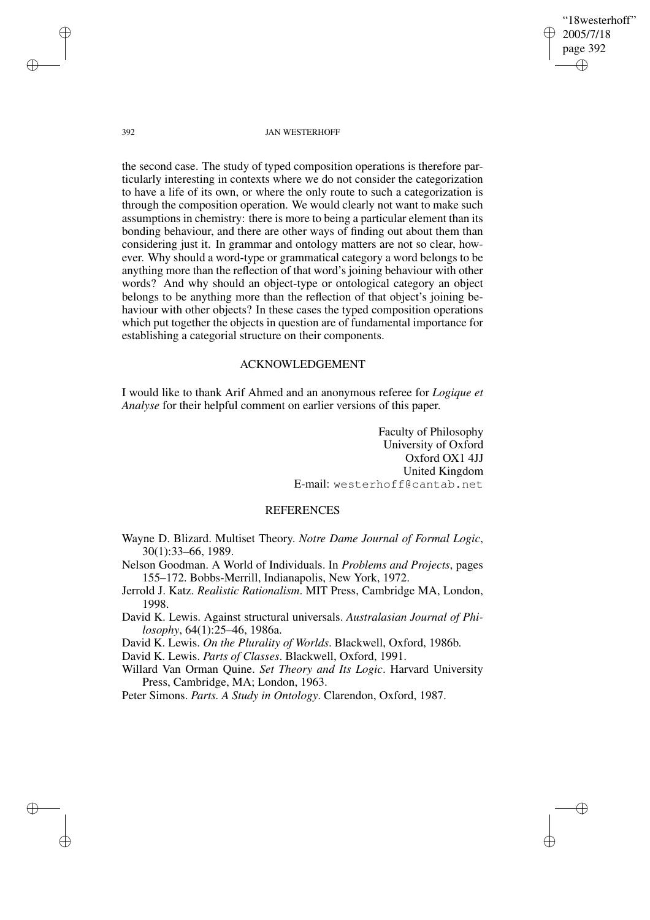the second case. The study of typed composition operations is therefore particularly interesting in contexts where we do not consider the categorization to have a life of its own, or where the only route to such a categorization is through the composition operation. We would clearly not want to make such assumptions in chemistry: there is more to being a particular element than its bonding behaviour, and there are other ways of finding out about them than considering just it. In grammar and ontology matters are not so clear, however. Why should a word-type or grammatical category a word belongs to be anything more than the reflection of that word's joining behaviour with other words? And why should an object-type or ontological category an object belongs to be anything more than the reflection of that object's joining behaviour with other objects? In these cases the typed composition operations which put together the objects in question are of fundamental importance for establishing a categorial structure on their components.

## ACKNOWLEDGEMENT

I would like to thank Arif Ahmed and an anonymous referee for *Logique et Analyse* for their helpful comment on earlier versions of this paper.

Faculty of Philosophy
University of Oxford
Oxford OX1 4JJ
United Kingdom
E-mail: westerhoff@cantab.net

## REFERENCES

Wayne D. Blizard. Multiset Theory. *Notre Dame Journal of Formal Logic*, 30(1):33–66, 1989.

Nelson Goodman. A World of Individuals. In *Problems and Projects*, pages 155–172. Bobbs-Merrill, Indianapolis, New York, 1972.

Jerrold J. Katz. *Realistic Rationalism*. MIT Press, Cambridge MA, London, 1998.

David K. Lewis. Against structural universals. *Australasian Journal of Philosophy*, 64(1):25–46, 1986a.

David K. Lewis. *On the Plurality of Worlds*. Blackwell, Oxford, 1986b.

David K. Lewis. *Parts of Classes*. Blackwell, Oxford, 1991.

Willard Van Orman Quine. *Set Theory and Its Logic*. Harvard University Press, Cambridge, MA; London, 1963.

Peter Simons. *Parts. A Study in Ontology*. Clarendon, Oxford, 1987.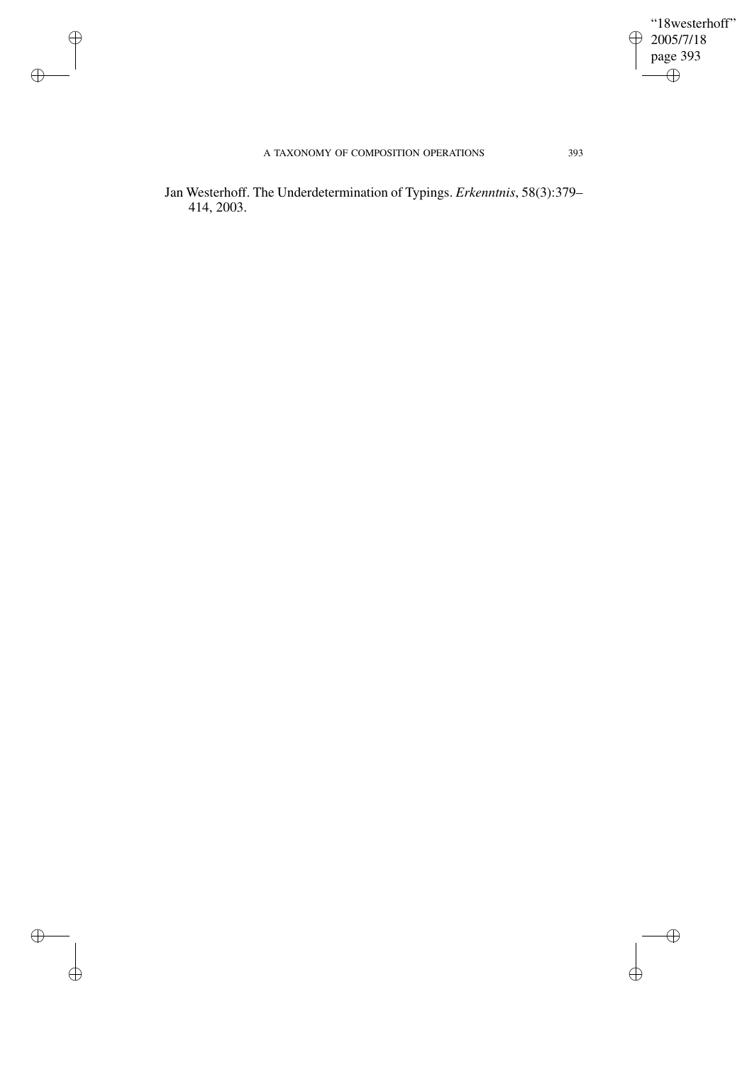Jan Westerhoff. The Underdetermination of Typings. *Erkenntnis*, 58(3):379–414, 2003.